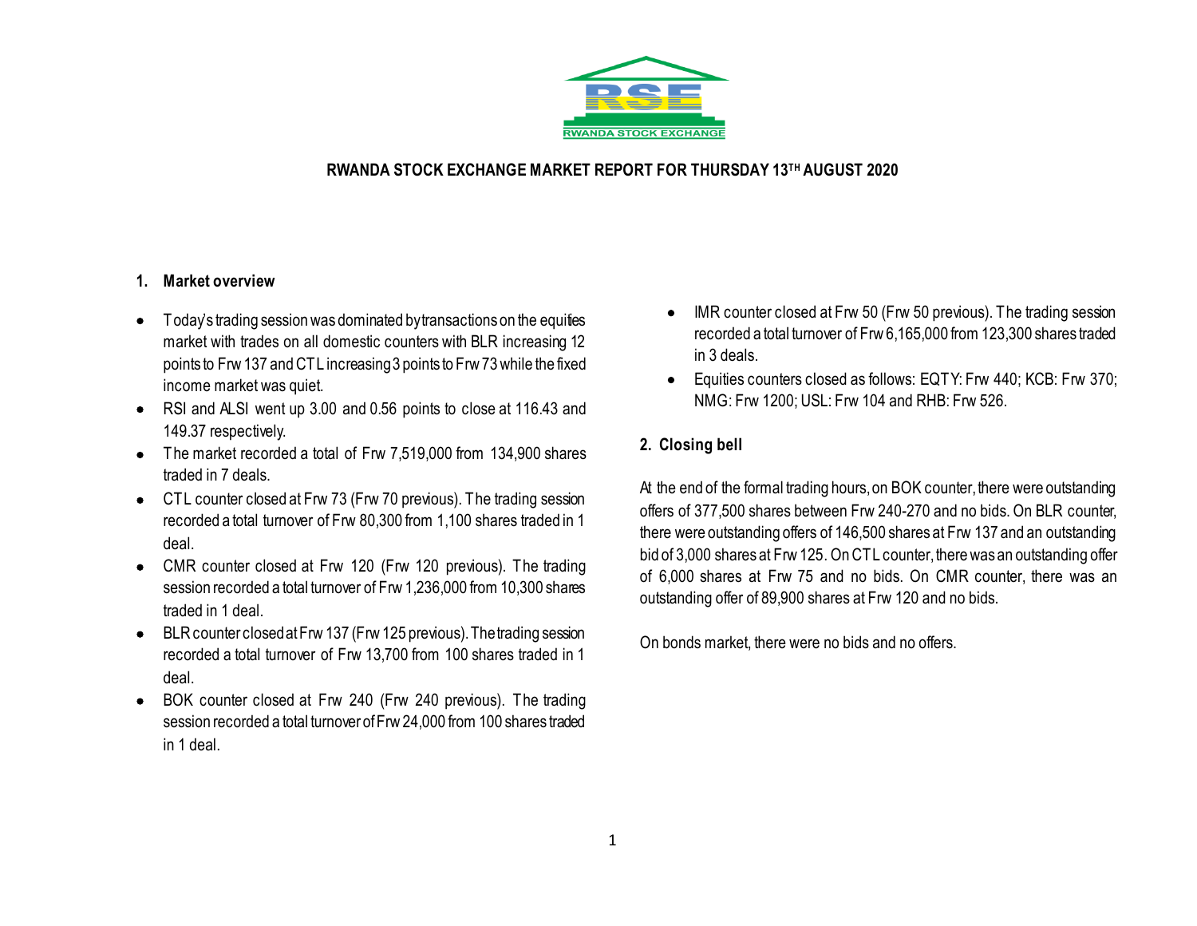RWANDA STOCK EXCHANGE

# RWANDA STOCK EXCHANGE MARKET REPORT FOR THURSDAY 13TH AUGUST 2020

## 1. Market overview

- Today's trading session was dominated by transactions on the equities market with trades on all domestic counters with BLR increasing 12 points to Frw 137 and CTL increasing 3 points to Frw 73 while the fixed income market was quiet.
- RSI and ALSI went up 3.00 and 0.56 points to close at 116.43 and 149.37 respectively.
- The market recorded a total of Frw 7,519,000 from 134,900 shares traded in 7 deals.
- CTL counter closed at Frw 73 (Frw 70 previous). The trading session recorded a total turnover of Frw 80,300 from 1,100 shares traded in 1 deal.
- CMR counter closed at Frw 120 (Frw 120 previous). The trading session recorded a total turnover of Frw 1,236,000 from 10,300 shares traded in 1 deal.
- BLR counter closed at Frw 137 (Frw 125 previous). The trading session recorded a total turnover of Frw 13,700 from 100 shares traded in 1 deal.
- BOK counter closed at Frw 240 (Frw 240 previous). The trading session recorded a total turnover of Frw 24,000 from 100 shares traded in 1 deal.
- IMR counter closed at Frw 50 (Frw 50 previous). The trading session recorded a total turnover of Frw 6,165,000 from 123,300 shares traded in 3 deals.
- Equities counters closed as follows: EQTY: Frw 440; KCB: Frw 370; NMG: Frw 1200; USL: Frw 104 and RHB: Frw 526.

## 2. Closing bell

At the end of the formal trading hours, on BOK counter, there were outstanding offers of 377,500 shares between Frw 240-270 and no bids. On BLR counter, there were outstanding offers of 146,500 shares at Frw 137 and an outstanding bid of 3,000 shares at Frw 125. On CTL counter, there was an outstanding offer of 6,000 shares at Frw 75 and no bids. On CMR counter, there was an outstanding offer of 89,900 shares at Frw 120 and no bids.

On bonds market, there were no bids and no offers.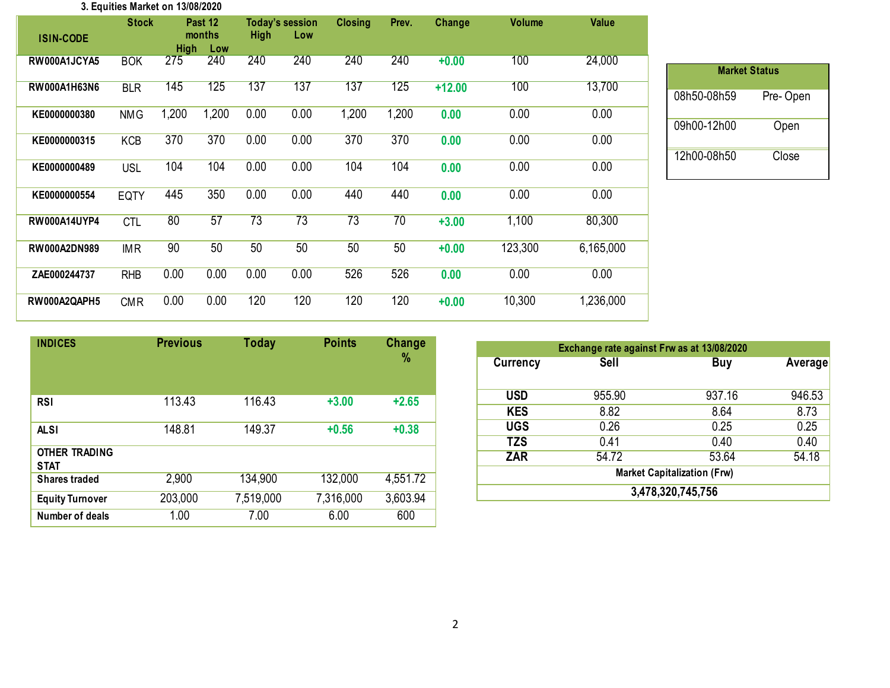### 3. Equities Market on 13/08/2020

| ISIN-CODE | Stock | Past 12 months High | Past 12 months Low | Today's session High | Today's session Low | Closing | Prev. | Change | Volume | Value |
|---|---|---|---|---|---|---|---|---|---|---|
| RW000A1JCYA5 | BOK | 275 | 240 | 240 | 240 | 240 | 240 | +0.00 | 100 | 24,000 |
| RW000A1H63N6 | BLR | 145 | 125 | 137 | 137 | 137 | 125 | +12.00 | 100 | 13,700 |
| KE0000000380 | NMG | 1,200 | 1,200 | 0.00 | 0.00 | 1,200 | 1,200 | 0.00 | 0.00 | 0.00 |
| KE0000000315 | KCB | 370 | 370 | 0.00 | 0.00 | 370 | 370 | 0.00 | 0.00 | 0.00 |
| KE0000000489 | USL | 104 | 104 | 0.00 | 0.00 | 104 | 104 | 0.00 | 0.00 | 0.00 |
| KE0000000554 | EQTY | 445 | 350 | 0.00 | 0.00 | 440 | 440 | 0.00 | 0.00 | 0.00 |
| RW000A14UYP4 | CTL | 80 | 57 | 73 | 73 | 73 | 70 | +3.00 | 1,100 | 80,300 |
| RW000A2DN989 | IMR | 90 | 50 | 50 | 50 | 50 | 50 | +0.00 | 123,300 | 6,165,000 |
| ZAE000244737 | RHB | 0.00 | 0.00 | 0.00 | 0.00 | 526 | 526 | 0.00 | 0.00 | 0.00 |
| RW000A2QAPH5 | CMR | 0.00 | 0.00 | 120 | 120 | 120 | 120 | +0.00 | 10,300 | 1,236,000 |

| Market Status | |
|---|---|
| 08h50-08h59 | Pre- Open |
| 09h00-12h00 | Open |
| 12h00-08h50 | Close |

| INDICES | Previous | Today | Points | Change % |
|---|---|---|---|---|
| RSI | 113.43 | 116.43 | +3.00 | +2.65 |
| ALSI | 148.81 | 149.37 | +0.56 | +0.38 |
| OTHER TRADING STAT | | | | |
| Shares traded | 2,900 | 134,900 | 132,000 | 4,551.72 |
| Equity Turnover | 203,000 | 7,519,000 | 7,316,000 | 3,603.94 |
| Number of deals | 1.00 | 7.00 | 6.00 | 600 |

| Exchange rate against Frw as at 13/08/2020 | | | |
|---|---|---|---|
| Currency | Sell | Buy | Average |
| USD | 955.90 | 937.16 | 946.53 |
| KES | 8.82 | 8.64 | 8.73 |
| UGS | 0.26 | 0.25 | 0.25 |
| TZS | 0.41 | 0.40 | 0.40 |
| ZAR | 54.72 | 53.64 | 54.18 |
| Market Capitalization (Frw) | | | |
| 3,478,320,745,756 | | | |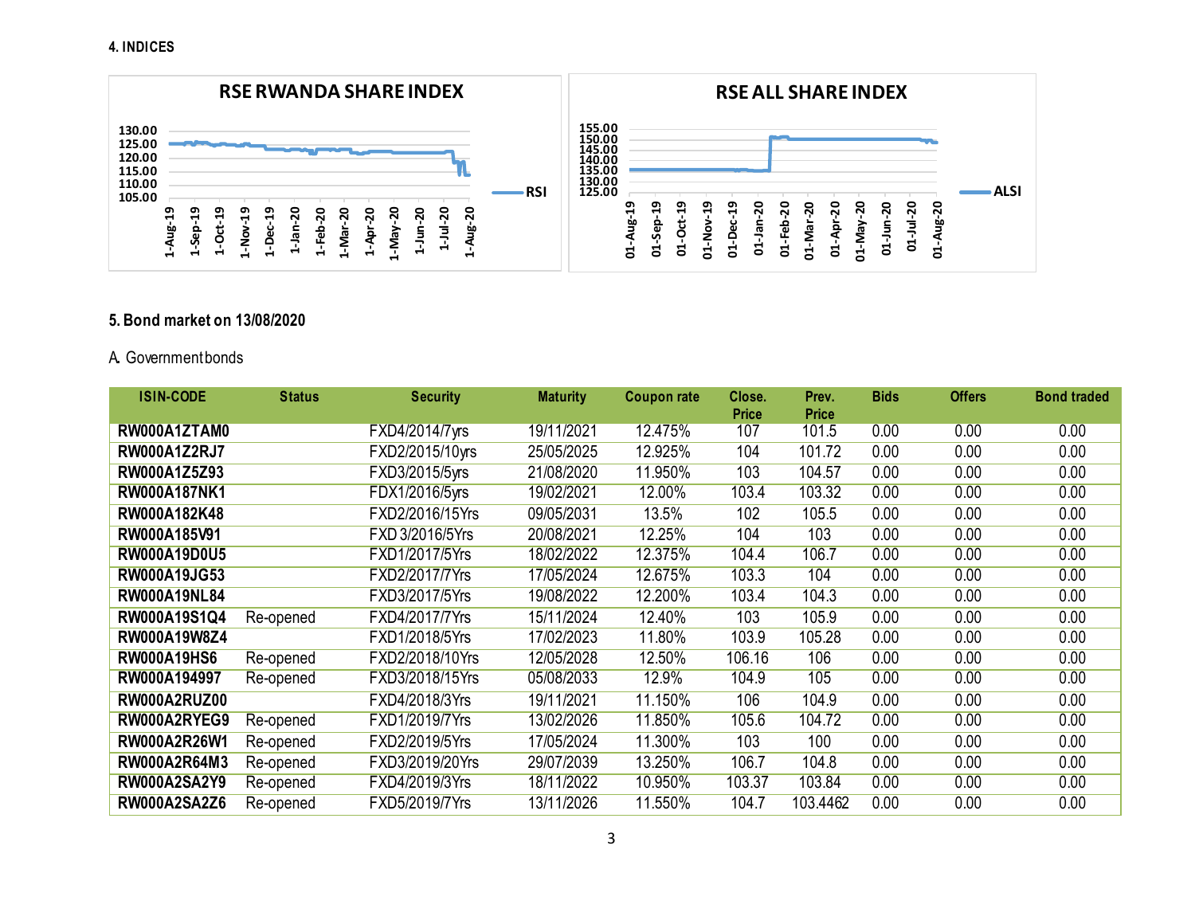## 4. INDICES

RSE RWANDA SHARE INDEX

RSE ALL SHARE INDEX

## 5. Bond market on 13/08/2020

A. Government bonds

| ISIN-CODE | Status | Security | Maturity | Coupon rate | Close. Price | Prev. Price | Bids | Offers | Bond traded |
|---|---|---|---|---|---|---|---|---|---|
| RW000A1ZTAM0 | | FXD4/2014/7yrs | 19/11/2021 | 12.475% | 107 | 101.5 | 0.00 | 0.00 | 0.00 |
| RW000A1Z2RJ7 | | FXD2/2015/10yrs | 25/05/2025 | 12.925% | 104 | 101.72 | 0.00 | 0.00 | 0.00 |
| RW000A1Z5Z93 | | FXD3/2015/5yrs | 21/08/2020 | 11.950% | 103 | 104.57 | 0.00 | 0.00 | 0.00 |
| RW000A187NK1 | | FDX1/2016/5yrs | 19/02/2021 | 12.00% | 103.4 | 103.32 | 0.00 | 0.00 | 0.00 |
| RW000A182K48 | | FXD2/2016/15Yrs | 09/05/2031 | 13.5% | 102 | 105.5 | 0.00 | 0.00 | 0.00 |
| RW000A185V91 | | FXD 3/2016/5Yrs | 20/08/2021 | 12.25% | 104 | 103 | 0.00 | 0.00 | 0.00 |
| RW000A19D0U5 | | FXD1/2017/5Yrs | 18/02/2022 | 12.375% | 104.4 | 106.7 | 0.00 | 0.00 | 0.00 |
| RW000A19JG53 | | FXD2/2017/7Yrs | 17/05/2024 | 12.675% | 103.3 | 104 | 0.00 | 0.00 | 0.00 |
| RW000A19NL84 | | FXD3/2017/5Yrs | 19/08/2022 | 12.200% | 103.4 | 104.3 | 0.00 | 0.00 | 0.00 |
| RW000A19S1Q4 | Re-opened | FXD4/2017/7Yrs | 15/11/2024 | 12.40% | 103 | 105.9 | 0.00 | 0.00 | 0.00 |
| RW000A19W8Z4 | | FXD1/2018/5Yrs | 17/02/2023 | 11.80% | 103.9 | 105.28 | 0.00 | 0.00 | 0.00 |
| RW000A19HS6 | Re-opened | FXD2/2018/10Yrs | 12/05/2028 | 12.50% | 106.16 | 106 | 0.00 | 0.00 | 0.00 |
| RW000A194997 | Re-opened | FXD3/2018/15Yrs | 05/08/2033 | 12.9% | 104.9 | 105 | 0.00 | 0.00 | 0.00 |
| RW000A2RUZ00 | | FXD4/2018/3Yrs | 19/11/2021 | 11.150% | 106 | 104.9 | 0.00 | 0.00 | 0.00 |
| RW000A2RYEG9 | Re-opened | FXD1/2019/7Yrs | 13/02/2026 | 11.850% | 105.6 | 104.72 | 0.00 | 0.00 | 0.00 |
| RW000A2R26W1 | Re-opened | FXD2/2019/5Yrs | 17/05/2024 | 11.300% | 103 | 100 | 0.00 | 0.00 | 0.00 |
| RW000A2R64M3 | Re-opened | FXD3/2019/20Yrs | 29/07/2039 | 13.250% | 106.7 | 104.8 | 0.00 | 0.00 | 0.00 |
| RW000A2SA2Y9 | Re-opened | FXD4/2019/3Yrs | 18/11/2022 | 10.950% | 103.37 | 103.84 | 0.00 | 0.00 | 0.00 |
| RW000A2SA2Z6 | Re-opened | FXD5/2019/7Yrs | 13/11/2026 | 11.550% | 104.7 | 103.4462 | 0.00 | 0.00 | 0.00 |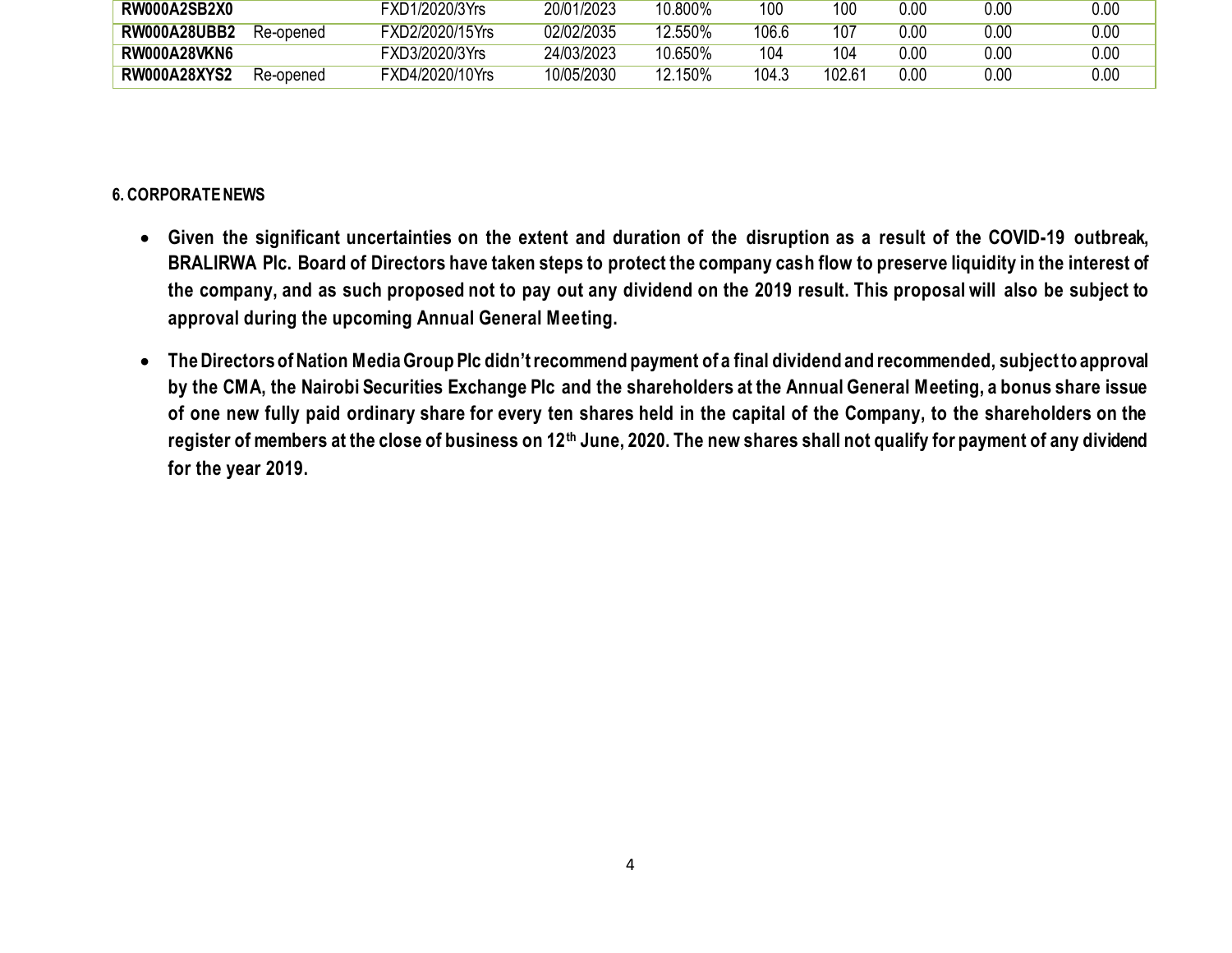| | | | | | | | | | |
|---|---|---|---|---|---|---|---|---|---|
| **RW000A2SB2X0** | | FXD1/2020/3Yrs | 20/01/2023 | 10.800% | 100 | 100 | 0.00 | 0.00 | 0.00 |
| **RW000A28UBB2** | Re-opened | FXD2/2020/15Yrs | 02/02/2035 | 12.550% | 106.6 | 107 | 0.00 | 0.00 | 0.00 |
| **RW000A28VKN6** | | FXD3/2020/3Yrs | 24/03/2023 | 10.650% | 104 | 104 | 0.00 | 0.00 | 0.00 |
| **RW000A28XYS2** | Re-opened | FXD4/2020/10Yrs | 10/05/2030 | 12.150% | 104.3 | 102.61 | 0.00 | 0.00 | 0.00 |

**6. CORPORATE NEWS**

- **Given the significant uncertainties on the extent and duration of the disruption as a result of the COVID-19 outbreak, BRALIRWA Plc. Board of Directors have taken steps to protect the company cash flow to preserve liquidity in the interest of the company, and as such proposed not to pay out any dividend on the 2019 result. This proposal will also be subject to approval during the upcoming Annual General Meeting.**
- **The Directors of Nation Media Group Plc didn't recommend payment of a final dividend and recommended, subject to approval by the CMA, the Nairobi Securities Exchange Plc and the shareholders at the Annual General Meeting, a bonus share issue of one new fully paid ordinary share for every ten shares held in the capital of the Company, to the shareholders on the register of members at the close of business on 12th June, 2020. The new shares shall not qualify for payment of any dividend for the year 2019.**